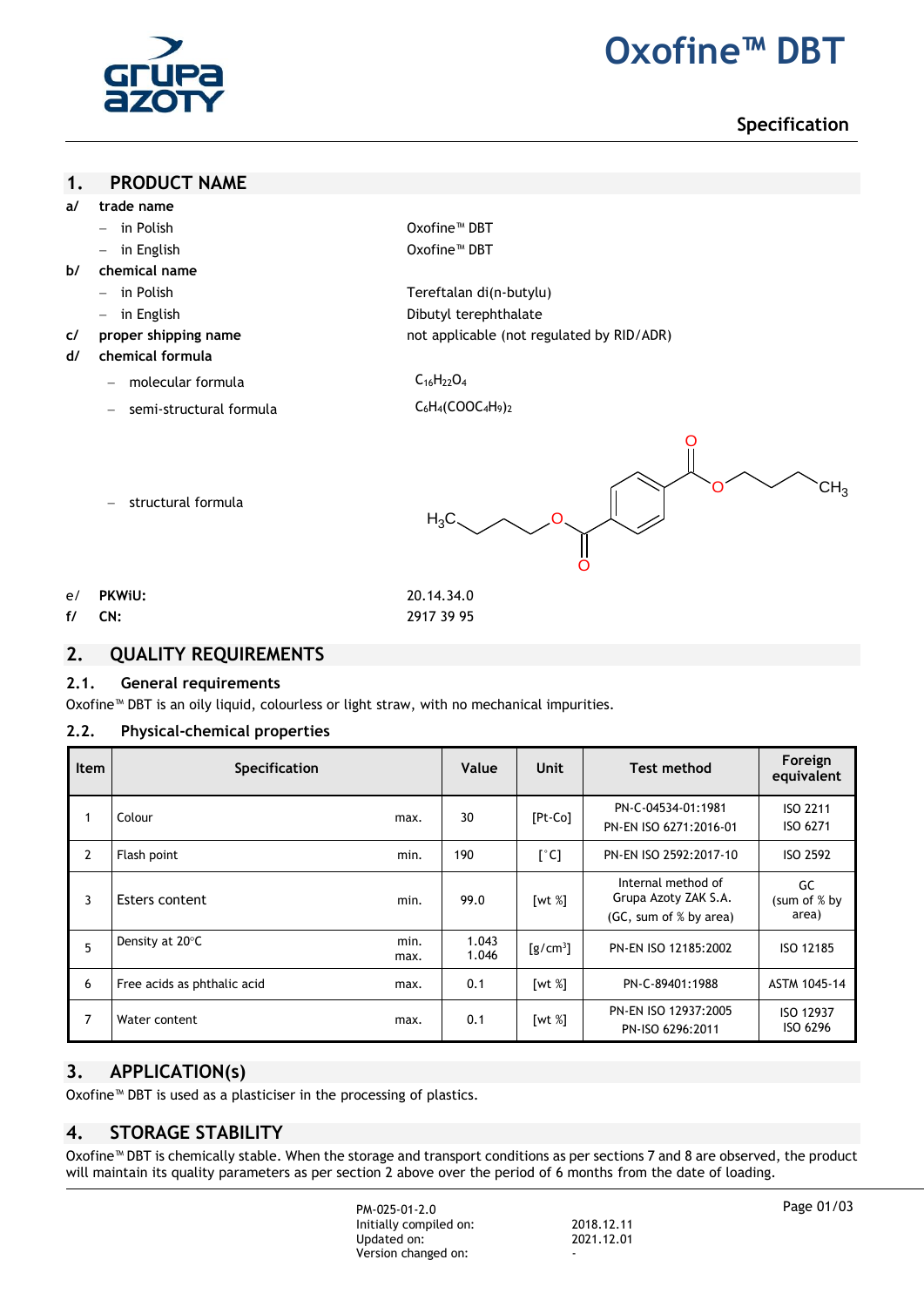# Oxofine™ DBT

## Specification

## 1. PRODUCT NAME

**a/ trade name**

- in Polish: Oxofine™ DBT
- in English: Oxofine™ DBT

**b/ chemical name**

- in Polish: Tereftalan di(n-butylu)
- in English: Dibutyl terephthalate

**c/ proper shipping name**: not applicable (not regulated by RID/ADR)

**d/ chemical formula**

- molecular formula: $C_{16}H_{22}O_4$
- semi-structural formula: $C_6H_4(COOC_4H_9)_2$
- structural formula

**e/ PKWiU:** 20.14.34.0

**f/ CN:** 2917 39 95

## 2. QUALITY REQUIREMENTS

### 2.1. General requirements

Oxofine™ DBT is an oily liquid, colourless or light straw, with no mechanical impurities.

### 2.2. Physical-chemical properties

| Item | Specification | | Value | Unit | Test method | Foreign equivalent |
|---|---|---|---|---|---|---|
| 1 | Colour | max. | 30 | [Pt-Co] | PN-C-04534-01:1981 PN-EN ISO 6271:2016-01 | ISO 2211 ISO 6271 |
| 2 | Flash point | min. | 190 | [°C] | PN-EN ISO 2592:2017-10 | ISO 2592 |
| 3 | Esters content | min. | 99.0 | [wt %] | Internal method of Grupa Azoty ZAK S.A. (GC, sum of % by area) | GC (sum of % by area) |
| 5 | Density at 20°C | min. max. | 1.043 1.046 | [g/cm³] | PN-EN ISO 12185:2002 | ISO 12185 |
| 6 | Free acids as phthalic acid | max. | 0.1 | [wt %] | PN-C-89401:1988 | ASTM 1045-14 |
| 7 | Water content | max. | 0.1 | [wt %] | PN-EN ISO 12937:2005 PN-ISO 6296:2011 | ISO 12937 ISO 6296 |

## 3. APPLICATION(s)

Oxofine™ DBT is used as a plasticiser in the processing of plastics.

## 4. STORAGE STABILITY

Oxofine™ DBT is chemically stable. When the storage and transport conditions as per sections 7 and 8 are observed, the product will maintain its quality parameters as per section 2 above over the period of 6 months from the date of loading.

PM-025-01-2.0
Initially compiled on: 2018.12.11
Updated on: 2021.12.01
Version changed on: -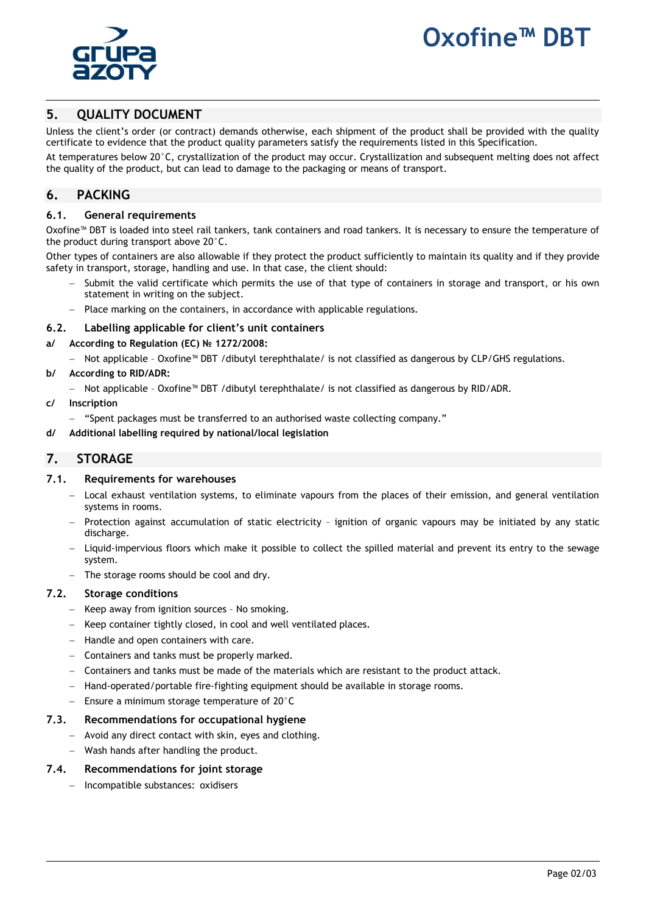## 5. QUALITY DOCUMENT

Unless the client's order (or contract) demands otherwise, each shipment of the product shall be provided with the quality certificate to evidence that the product quality parameters satisfy the requirements listed in this Specification.

At temperatures below 20°C, crystallization of the product may occur. Crystallization and subsequent melting does not affect the quality of the product, but can lead to damage to the packaging or means of transport.

## 6. PACKING

### 6.1. General requirements

Oxofine™ DBT is loaded into steel rail tankers, tank containers and road tankers. It is necessary to ensure the temperature of the product during transport above 20°C.

Other types of containers are also allowable if they protect the product sufficiently to maintain its quality and if they provide safety in transport, storage, handling and use. In that case, the client should:

- Submit the valid certificate which permits the use of that type of containers in storage and transport, or his own statement in writing on the subject.
- Place marking on the containers, in accordance with applicable regulations.

### 6.2. Labelling applicable for client's unit containers

**a/ According to Regulation (EC) № 1272/2008:**

- Not applicable – Oxofine™ DBT /dibutyl terephthalate/ is not classified as dangerous by CLP/GHS regulations.

**b/ According to RID/ADR:**

- Not applicable – Oxofine™ DBT /dibutyl terephthalate/ is not classified as dangerous by RID/ADR.

**c/ Inscription**

- "Spent packages must be transferred to an authorised waste collecting company."

**d/ Additional labelling required by national/local legislation**

## 7. STORAGE

### 7.1. Requirements for warehouses

- Local exhaust ventilation systems, to eliminate vapours from the places of their emission, and general ventilation systems in rooms.
- Protection against accumulation of static electricity – ignition of organic vapours may be initiated by any static discharge.
- Liquid-impervious floors which make it possible to collect the spilled material and prevent its entry to the sewage system.
- The storage rooms should be cool and dry.

### 7.2. Storage conditions

- Keep away from ignition sources – No smoking.
- Keep container tightly closed, in cool and well ventilated places.
- Handle and open containers with care.
- Containers and tanks must be properly marked.
- Containers and tanks must be made of the materials which are resistant to the product attack.
- Hand-operated/portable fire-fighting equipment should be available in storage rooms.
- Ensure a minimum storage temperature of 20°C

### 7.3. Recommendations for occupational hygiene

- Avoid any direct contact with skin, eyes and clothing.
- Wash hands after handling the product.

### 7.4. Recommendations for joint storage

- Incompatible substances: oxidisers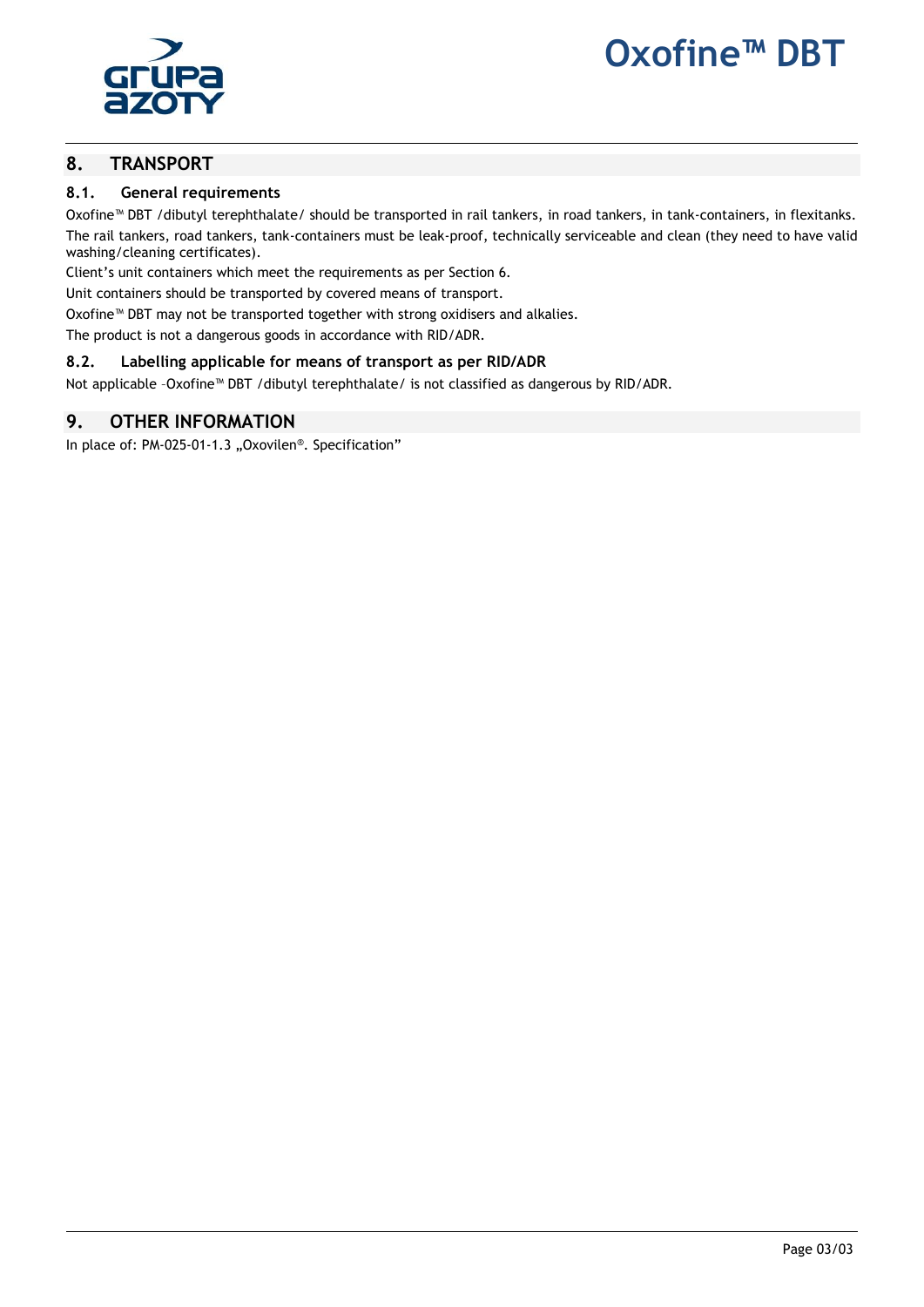## 8. TRANSPORT

### 8.1. General requirements

Oxofine™ DBT /dibutyl terephthalate/ should be transported in rail tankers, in road tankers, in tank-containers, in flexitanks.

The rail tankers, road tankers, tank-containers must be leak-proof, technically serviceable and clean (they need to have valid washing/cleaning certificates).

Client's unit containers which meet the requirements as per Section 6.

Unit containers should be transported by covered means of transport.

Oxofine™ DBT may not be transported together with strong oxidisers and alkalies.

The product is not a dangerous goods in accordance with RID/ADR.

### 8.2. Labelling applicable for means of transport as per RID/ADR

Not applicable –Oxofine™ DBT /dibutyl terephthalate/ is not classified as dangerous by RID/ADR.

## 9. OTHER INFORMATION

In place of: PM-025-01-1.3 „Oxovilen®. Specification"